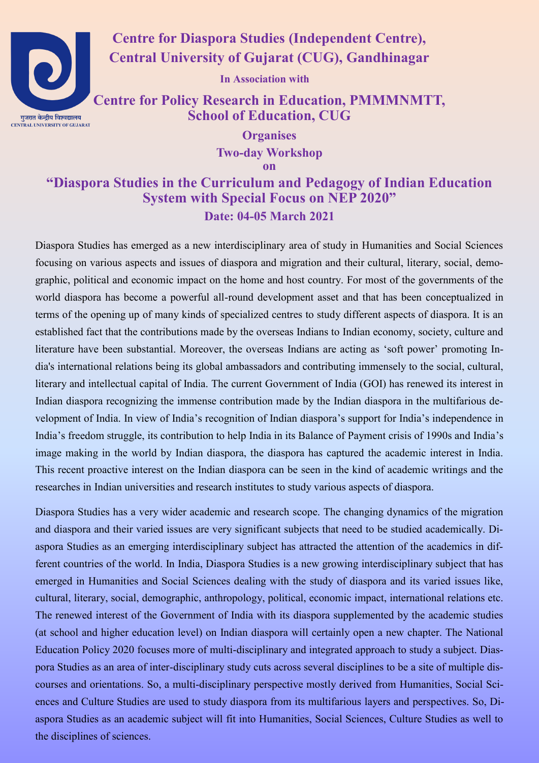# Centre for Diaspora Studies (Independent Centre), Central University of Gujarat (CUG), Gandhinagar

**In Association with**

## Centre for Policy Research in Education, PMMMNMTT, School of Education, CUG

**Organises**

**Two-day Workshop**

**on**

## "Diaspora Studies in the Curriculum and Pedagogy of Indian Education System with Special Focus on NEP 2020"

**Date: 04-05 March 2021**

Diaspora Studies has emerged as a new interdisciplinary area of study in Humanities and Social Sciences focusing on various aspects and issues of diaspora and migration and their cultural, literary, social, demographic, political and economic impact on the home and host country. For most of the governments of the world diaspora has become a powerful all-round development asset and that has been conceptualized in terms of the opening up of many kinds of specialized centres to study different aspects of diaspora. It is an established fact that the contributions made by the overseas Indians to Indian economy, society, culture and literature have been substantial. Moreover, the overseas Indians are acting as 'soft power' promoting India's international relations being its global ambassadors and contributing immensely to the social, cultural, literary and intellectual capital of India. The current Government of India (GOI) has renewed its interest in Indian diaspora recognizing the immense contribution made by the Indian diaspora in the multifarious development of India. In view of India's recognition of Indian diaspora's support for India's independence in India's freedom struggle, its contribution to help India in its Balance of Payment crisis of 1990s and India's image making in the world by Indian diaspora, the diaspora has captured the academic interest in India. This recent proactive interest on the Indian diaspora can be seen in the kind of academic writings and the researches in Indian universities and research institutes to study various aspects of diaspora.

Diaspora Studies has a very wider academic and research scope. The changing dynamics of the migration and diaspora and their varied issues are very significant subjects that need to be studied academically. Diaspora Studies as an emerging interdisciplinary subject has attracted the attention of the academics in different countries of the world. In India, Diaspora Studies is a new growing interdisciplinary subject that has emerged in Humanities and Social Sciences dealing with the study of diaspora and its varied issues like, cultural, literary, social, demographic, anthropology, political, economic impact, international relations etc. The renewed interest of the Government of India with its diaspora supplemented by the academic studies (at school and higher education level) on Indian diaspora will certainly open a new chapter. The National Education Policy 2020 focuses more of multi-disciplinary and integrated approach to study a subject. Diaspora Studies as an area of inter-disciplinary study cuts across several disciplines to be a site of multiple discourses and orientations. So, a multi-disciplinary perspective mostly derived from Humanities, Social Sciences and Culture Studies are used to study diaspora from its multifarious layers and perspectives. So, Diaspora Studies as an academic subject will fit into Humanities, Social Sciences, Culture Studies as well to the disciplines of sciences.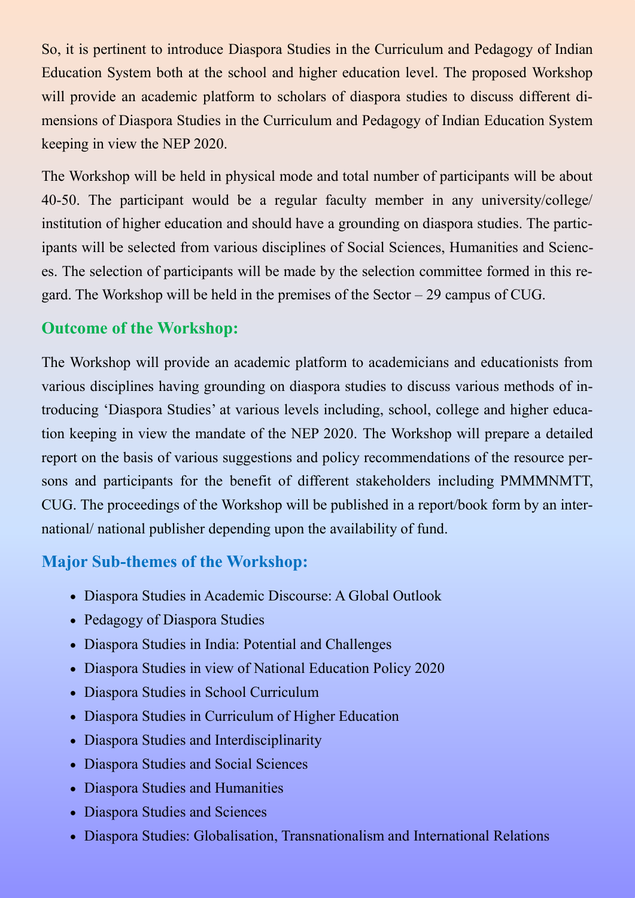So, it is pertinent to introduce Diaspora Studies in the Curriculum and Pedagogy of Indian Education System both at the school and higher education level. The proposed Workshop will provide an academic platform to scholars of diaspora studies to discuss different dimensions of Diaspora Studies in the Curriculum and Pedagogy of Indian Education System keeping in view the NEP 2020.

The Workshop will be held in physical mode and total number of participants will be about 40-50. The participant would be a regular faculty member in any university/college/ institution of higher education and should have a grounding on diaspora studies. The participants will be selected from various disciplines of Social Sciences, Humanities and Sciences. The selection of participants will be made by the selection committee formed in this regard. The Workshop will be held in the premises of the Sector – 29 campus of CUG.

## Outcome of the Workshop:

The Workshop will provide an academic platform to academicians and educationists from various disciplines having grounding on diaspora studies to discuss various methods of introducing 'Diaspora Studies' at various levels including, school, college and higher education keeping in view the mandate of the NEP 2020. The Workshop will prepare a detailed report on the basis of various suggestions and policy recommendations of the resource persons and participants for the benefit of different stakeholders including PMMMNMTT, CUG. The proceedings of the Workshop will be published in a report/book form by an international/ national publisher depending upon the availability of fund.

## Major Sub-themes of the Workshop:

- Diaspora Studies in Academic Discourse: A Global Outlook
- Pedagogy of Diaspora Studies
- Diaspora Studies in India: Potential and Challenges
- Diaspora Studies in view of National Education Policy 2020
- Diaspora Studies in School Curriculum
- Diaspora Studies in Curriculum of Higher Education
- Diaspora Studies and Interdisciplinarity
- Diaspora Studies and Social Sciences
- Diaspora Studies and Humanities
- Diaspora Studies and Sciences
- Diaspora Studies: Globalisation, Transnationalism and International Relations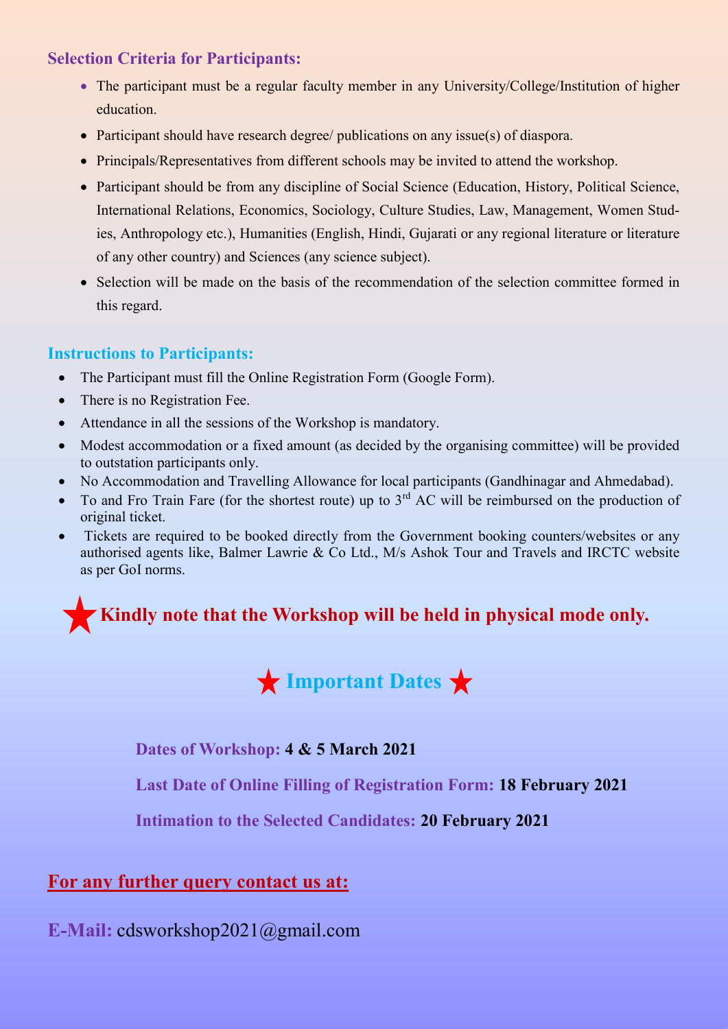## Selection Criteria for Participants:

- The participant must be a regular faculty member in any University/College/Institution of higher education.
- Participant should have research degree/ publications on any issue(s) of diaspora.
- Principals/Representatives from different schools may be invited to attend the workshop.
- Participant should be from any discipline of Social Science (Education, History, Political Science, International Relations, Economics, Sociology, Culture Studies, Law, Management, Women Studies, Anthropology etc.), Humanities (English, Hindi, Gujarati or any regional literature or literature of any other country) and Sciences (any science subject).
- Selection will be made on the basis of the recommendation of the selection committee formed in this regard.

## Instructions to Participants:

- The Participant must fill the Online Registration Form (Google Form).
- There is no Registration Fee.
- Attendance in all the sessions of the Workshop is mandatory.
- Modest accommodation or a fixed amount (as decided by the organising committee) will be provided to outstation participants only.
- No Accommodation and Travelling Allowance for local participants (Gandhinagar and Ahmedabad).
- To and Fro Train Fare (for the shortest route) up to 3rd AC will be reimbursed on the production of original ticket.
- Tickets are required to be booked directly from the Government booking counters/websites or any authorised agents like, Balmer Lawrie & Co Ltd., M/s Ashok Tour and Travels and IRCTC website as per GoI norms.

★ **Kindly note that the Workshop will be held in physical mode only.**

## ★ Important Dates ★

**Dates of Workshop:** **4 & 5 March 2021**

**Last Date of Online Filling of Registration Form:** **18 February 2021**

**Intimation to the Selected Candidates:** **20 February 2021**

## For any further query contact us at:

**E-Mail:** cdsworkshop2021@gmail.com